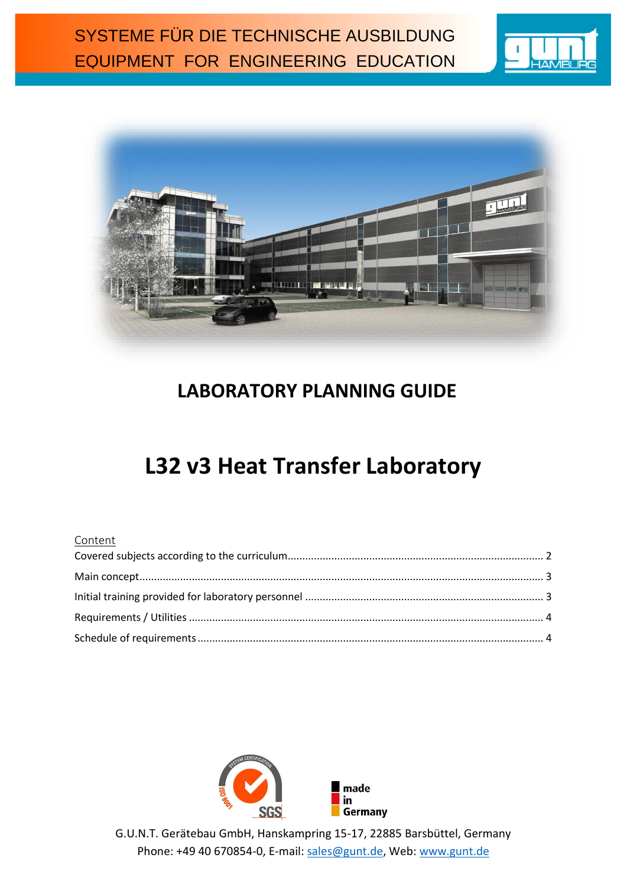SYSTEME FÜR DIE TECHNISCHE AUSBILDUNG
EQUIPMENT FOR ENGINEERING EDUCATION

# LABORATORY PLANNING GUIDE

# L32 v3 Heat Transfer Laboratory

Content

Covered subjects according to the curriculum ........ 2

Main concept ........ 3

Initial training provided for laboratory personnel ........ 3

Requirements / Utilities ........ 4

Schedule of requirements ........ 4

made in Germany

G.U.N.T. Gerätebau GmbH, Hanskampring 15-17, 22885 Barsbüttel, Germany
Phone: +49 40 670854-0, E-mail: sales@gunt.de, Web: www.gunt.de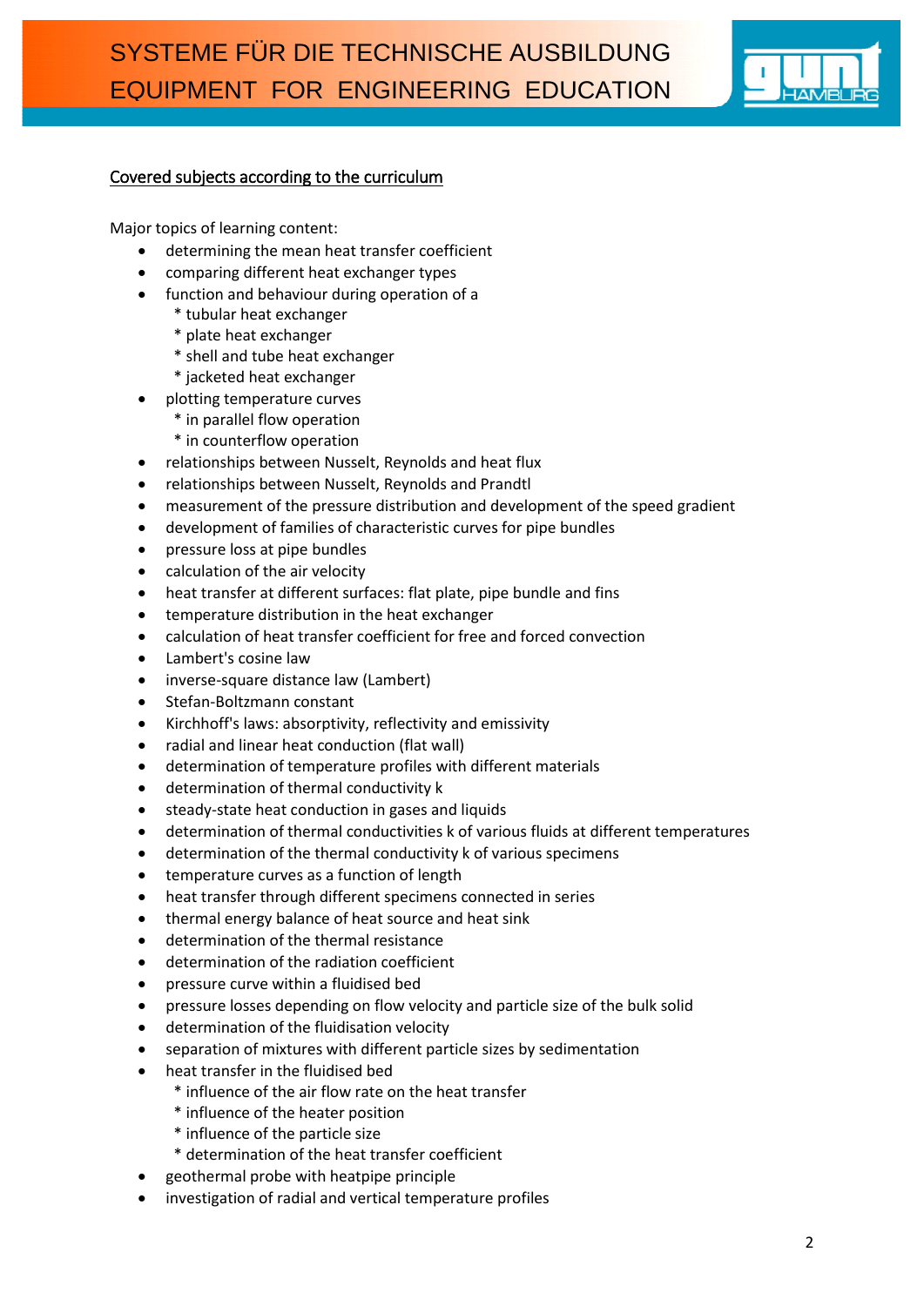<u>Covered subjects according to the curriculum</u>

Major topics of learning content:

- determining the mean heat transfer coefficient
- comparing different heat exchanger types
- function and behaviour during operation of a
  - * tubular heat exchanger
  - * plate heat exchanger
  - * shell and tube heat exchanger
  - * jacketed heat exchanger
- plotting temperature curves
  - * in parallel flow operation
  - * in counterflow operation
- relationships between Nusselt, Reynolds and heat flux
- relationships between Nusselt, Reynolds and Prandtl
- measurement of the pressure distribution and development of the speed gradient
- development of families of characteristic curves for pipe bundles
- pressure loss at pipe bundles
- calculation of the air velocity
- heat transfer at different surfaces: flat plate, pipe bundle and fins
- temperature distribution in the heat exchanger
- calculation of heat transfer coefficient for free and forced convection
- Lambert's cosine law
- inverse-square distance law (Lambert)
- Stefan-Boltzmann constant
- Kirchhoff's laws: absorptivity, reflectivity and emissivity
- radial and linear heat conduction (flat wall)
- determination of temperature profiles with different materials
- determination of thermal conductivity k
- steady-state heat conduction in gases and liquids
- determination of thermal conductivities k of various fluids at different temperatures
- determination of the thermal conductivity k of various specimens
- temperature curves as a function of length
- heat transfer through different specimens connected in series
- thermal energy balance of heat source and heat sink
- determination of the thermal resistance
- determination of the radiation coefficient
- pressure curve within a fluidised bed
- pressure losses depending on flow velocity and particle size of the bulk solid
- determination of the fluidisation velocity
- separation of mixtures with different particle sizes by sedimentation
- heat transfer in the fluidised bed
  - * influence of the air flow rate on the heat transfer
  - * influence of the heater position
  - * influence of the particle size
  - * determination of the heat transfer coefficient
- geothermal probe with heatpipe principle
- investigation of radial and vertical temperature profiles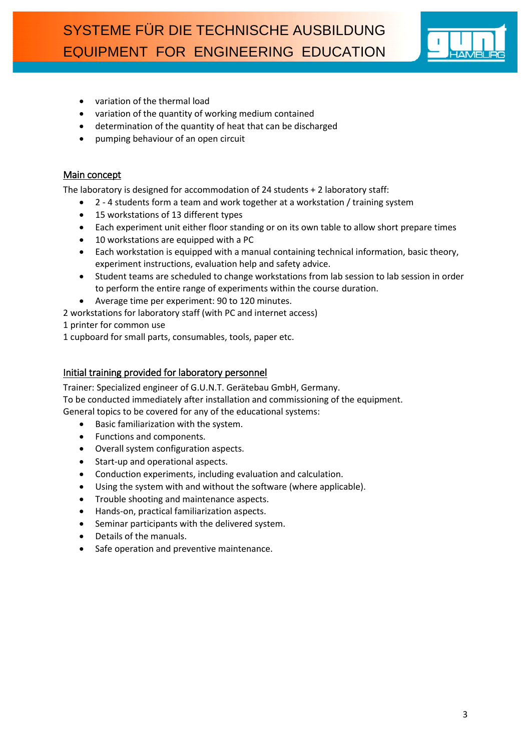- variation of the thermal load
- variation of the quantity of working medium contained
- determination of the quantity of heat that can be discharged
- pumping behaviour of an open circuit

## Main concept

The laboratory is designed for accommodation of 24 students + 2 laboratory staff:

- 2 - 4 students form a team and work together at a workstation / training system
- 15 workstations of 13 different types
- Each experiment unit either floor standing or on its own table to allow short prepare times
- 10 workstations are equipped with a PC
- Each workstation is equipped with a manual containing technical information, basic theory, experiment instructions, evaluation help and safety advice.
- Student teams are scheduled to change workstations from lab session to lab session in order to perform the entire range of experiments within the course duration.
- Average time per experiment: 90 to 120 minutes.

2 workstations for laboratory staff (with PC and internet access)
1 printer for common use
1 cupboard for small parts, consumables, tools, paper etc.

## Initial training provided for laboratory personnel

Trainer: Specialized engineer of G.U.N.T. Gerätebau GmbH, Germany.
To be conducted immediately after installation and commissioning of the equipment.
General topics to be covered for any of the educational systems:

- Basic familiarization with the system.
- Functions and components.
- Overall system configuration aspects.
- Start-up and operational aspects.
- Conduction experiments, including evaluation and calculation.
- Using the system with and without the software (where applicable).
- Trouble shooting and maintenance aspects.
- Hands-on, practical familiarization aspects.
- Seminar participants with the delivered system.
- Details of the manuals.
- Safe operation and preventive maintenance.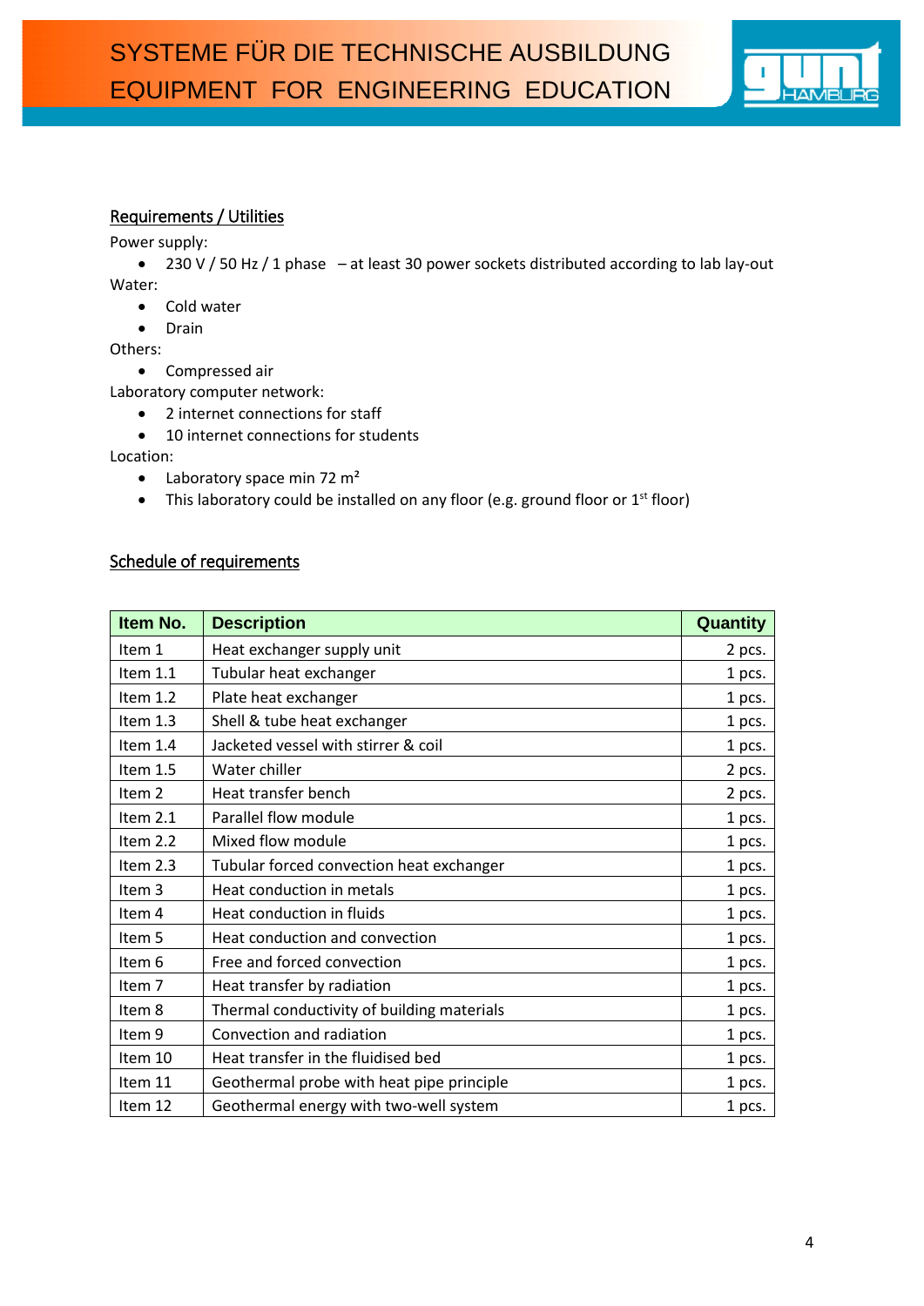## Requirements / Utilities

Power supply:

- 230 V / 50 Hz / 1 phase – at least 30 power sockets distributed according to lab lay-out

Water:

- Cold water
- Drain

Others:

- Compressed air

Laboratory computer network:

- 2 internet connections for staff
- 10 internet connections for students

Location:

- Laboratory space min 72 m²
- This laboratory could be installed on any floor (e.g. ground floor or 1st floor)

## Schedule of requirements

| Item No. | Description | Quantity |
|---|---|---|
| Item 1 | Heat exchanger supply unit | 2 pcs. |
| Item 1.1 | Tubular heat exchanger | 1 pcs. |
| Item 1.2 | Plate heat exchanger | 1 pcs. |
| Item 1.3 | Shell & tube heat exchanger | 1 pcs. |
| Item 1.4 | Jacketed vessel with stirrer & coil | 1 pcs. |
| Item 1.5 | Water chiller | 2 pcs. |
| Item 2 | Heat transfer bench | 2 pcs. |
| Item 2.1 | Parallel flow module | 1 pcs. |
| Item 2.2 | Mixed flow module | 1 pcs. |
| Item 2.3 | Tubular forced convection heat exchanger | 1 pcs. |
| Item 3 | Heat conduction in metals | 1 pcs. |
| Item 4 | Heat conduction in fluids | 1 pcs. |
| Item 5 | Heat conduction and convection | 1 pcs. |
| Item 6 | Free and forced convection | 1 pcs. |
| Item 7 | Heat transfer by radiation | 1 pcs. |
| Item 8 | Thermal conductivity of building materials | 1 pcs. |
| Item 9 | Convection and radiation | 1 pcs. |
| Item 10 | Heat transfer in the fluidised bed | 1 pcs. |
| Item 11 | Geothermal probe with heat pipe principle | 1 pcs. |
| Item 12 | Geothermal energy with two-well system | 1 pcs. |